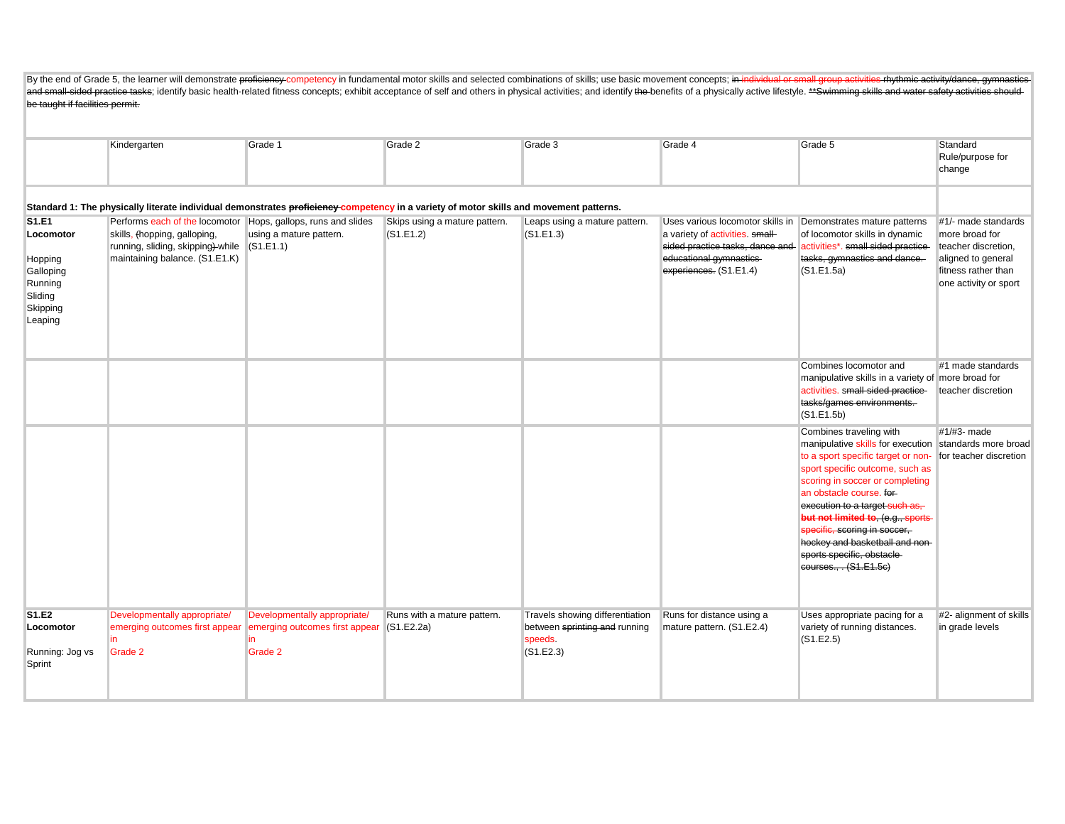By the end of Grade 5, the learner will demonstrate ~~proficiency~~ competency in fundamental motor skills and selected combinations of skills; use basic movement concepts; ~~in individual or small group activities~~ ~~rhythmic activity/dance, gymnastics and small-sided practice tasks~~; identify basic health-related fitness concepts; exhibit acceptance of self and others in physical activities; and identify ~~the~~ benefits of a physically active lifestyle. ~~**Swimming skills and water safety activities should be taught if facilities permit.~~

| | Kindergarten | Grade 1 | Grade 2 | Grade 3 | Grade 4 | Grade 5 | Standard Rule/purpose for change |
|---|---|---|---|---|---|---|---|
| **Standard 1: The physically literate individual demonstrates ~~proficiency~~ competency in a variety of motor skills and movement patterns.** | | | | | | | |
| **S1.E1 Locomotor**<br><br>Hopping<br>Galloping<br>Running<br>Sliding<br>Skipping<br>Leaping | Performs each of the locomotor skills, ~~(~~hopping, galloping, running, sliding, skipping~~)~~ while maintaining balance. (S1.E1.K) | Hops, gallops, runs and slides using a mature pattern. (S1.E1.1) | Skips using a mature pattern. (S1.E1.2) | Leaps using a mature pattern. (S1.E1.3) | Uses various locomotor skills in a variety of activities. ~~small-sided practice tasks, dance and educational gymnastics experiences.~~ (S1.E1.4) | Demonstrates mature patterns of locomotor skills in dynamic activities*. ~~small sided practice tasks, gymnastics and dance.~~ (S1.E1.5a) | #1/- made standards more broad for teacher discretion, aligned to general fitness rather than one activity or sport |
| | | | | | | Combines locomotor and manipulative skills in a variety of activities. ~~small-sided practice tasks/games environments.~~ (S1.E1.5b) | #1 made standards more broad for teacher discretion |
| | | | | | | Combines traveling with manipulative skills for execution to a sport specific target or non-sport specific outcome, such as scoring in soccer or completing an obstacle course. ~~for execution to a target~~ ~~such as, but not limited to,~~ ~~(e.g.,~~ ~~sports-specific,~~ ~~scoring in soccer, hockey and basketball and non-sports specific, obstacle courses., . (S1.E1.5c)~~ | #1/#3- made standards more broad for teacher discretion |
| **S1.E2 Locomotor**<br><br>Running: Jog vs Sprint | Developmentally appropriate/ emerging outcomes first appear in Grade 2 | Developmentally appropriate/ emerging outcomes first appear in Grade 2 | Runs with a mature pattern. (S1.E2.2a) | Travels showing differentiation between ~~sprinting and~~ running speeds. (S1.E2.3) | Runs for distance using a mature pattern. (S1.E2.4) | Uses appropriate pacing for a variety of running distances. (S1.E2.5) | #2- alignment of skills in grade levels |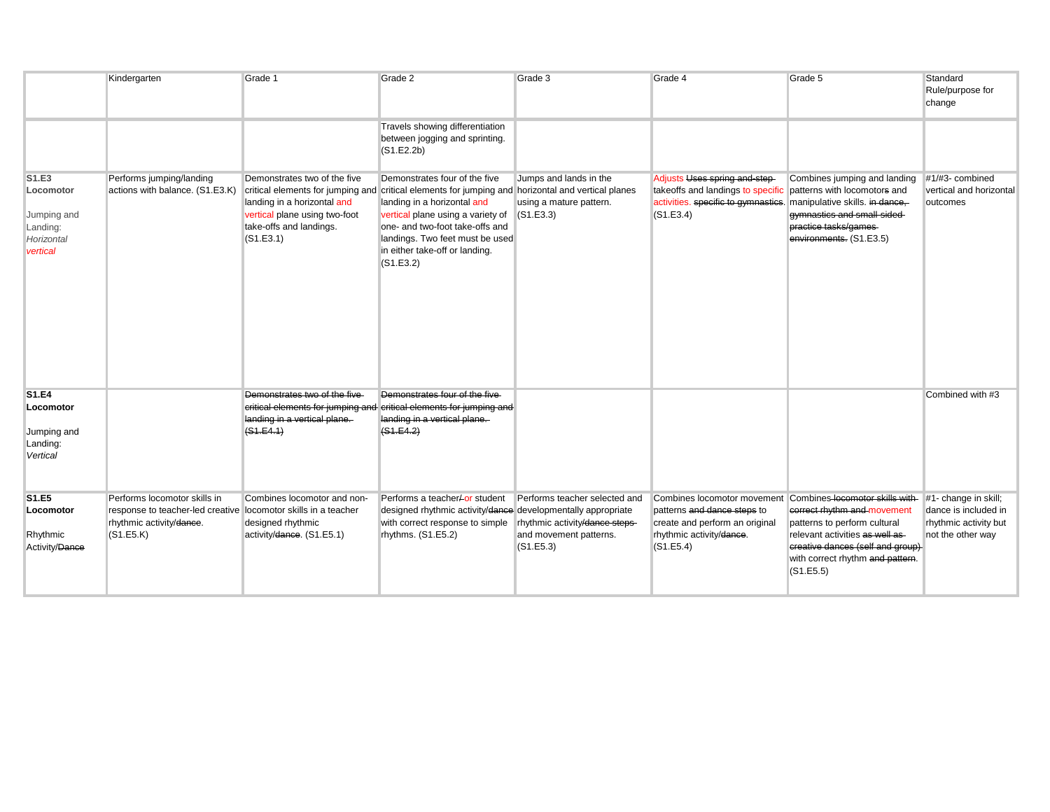| | Kindergarten | Grade 1 | Grade 2 | Grade 3 | Grade 4 | Grade 5 | Standard Rule/purpose for change |
|---|---|---|---|---|---|---|---|
| | | | Travels showing differentiation between jogging and sprinting. (S1.E2.2b) | | | | |
| **S1.E3 Locomotor** Jumping and Landing: *Horizontal* *vertical* | Performs jumping/landing actions with balance. (S1.E3.K) | Demonstrates two of the five critical elements for jumping and landing in a horizontal and vertical plane using two-foot take-offs and landings. (S1.E3.1) | Demonstrates four of the five critical elements for jumping and landing in a horizontal and vertical plane using a variety of one- and two-foot take-offs and landings. Two feet must be used in either take-off or landing. (S1.E3.2) | Jumps and lands in the horizontal and vertical planes using a mature pattern. (S1.E3.3) | Adjusts ~~Uses spring and step~~ takeoffs and landings to specific activities. ~~specific to gymnastics.~~ (S1.E3.4) | Combines jumping and landing patterns with locomotor~~s~~ and manipulative skills. ~~in dance, gymnastics and small-sided practice tasks/games environments.~~ (S1.E3.5) | #1/#3- combined vertical and horizontal outcomes |
| **S1.E4 Locomotor** Jumping and Landing: *Vertical* | | ~~Demonstrates two of the five critical elements for jumping and landing in a vertical plane. (S1.E4.1)~~ | ~~Demonstrates four of the five critical elements for jumping and landing in a vertical plane. (S1.E4.2)~~ | | | | Combined with #3 |
| **S1.E5 Locomotor** Rhythmic Activity/~~Dance~~ | Performs locomotor skills in response to teacher-led creative rhythmic activity/~~dance~~. (S1.E5.K) | Combines locomotor and non-locomotor skills in a teacher designed rhythmic activity/~~dance~~. (S1.E5.1) | Performs a teacher/~~-~~or student designed rhythmic activity/~~dance~~ with correct response to simple rhythms. (S1.E5.2) | Performs teacher selected and developmentally appropriate rhythmic activity/~~dance steps~~ and movement patterns. (S1.E5.3) | Combines locomotor movement patterns ~~and dance steps~~ to create and perform an original rhythmic activity/~~dance~~. (S1.E5.4) | Combines ~~locomotor skills with correct rhythm and~~ movement patterns to perform cultural relevant activities ~~as well as creative dances (self and group)~~ with correct rhythm ~~and pattern~~. (S1.E5.5) | #1- change in skill; dance is included in rhythmic activity but not the other way |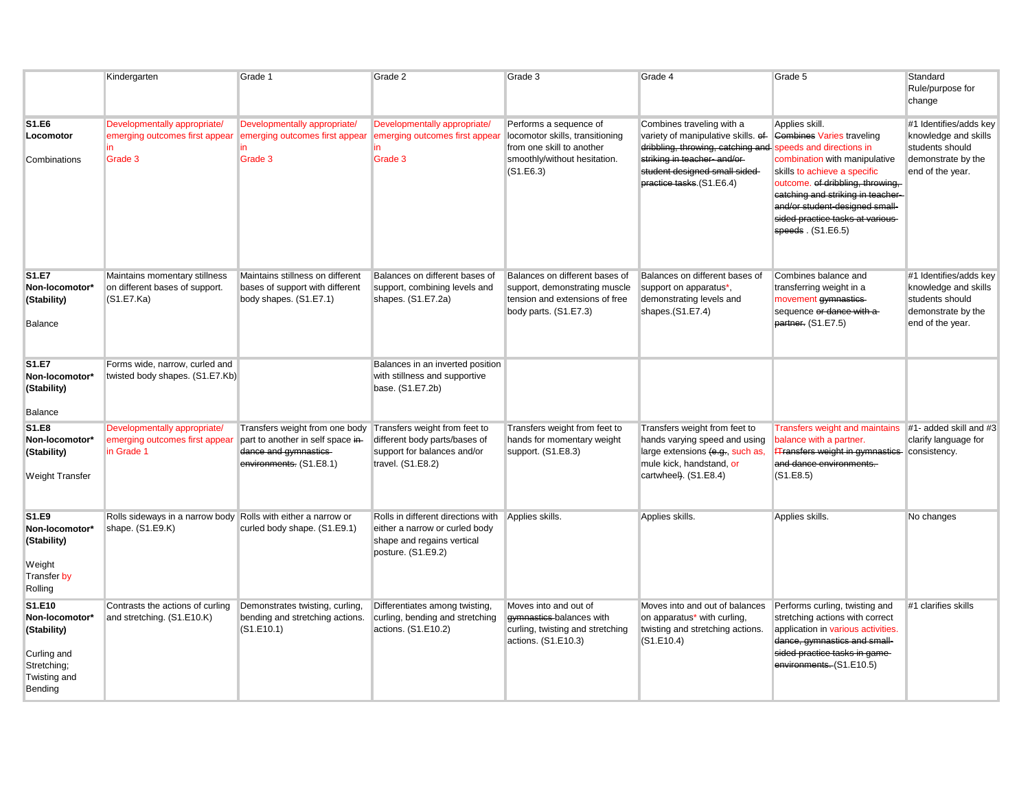| | Kindergarten | Grade 1 | Grade 2 | Grade 3 | Grade 4 | Grade 5 | Standard Rule/purpose for change |
|---|---|---|---|---|---|---|---|
| **S1.E6 Locomotor** Combinations | Developmentally appropriate/ emerging outcomes first appear in Grade 3 | Developmentally appropriate/ emerging outcomes first appear in Grade 3 | Developmentally appropriate/ emerging outcomes first appear in Grade 3 | Performs a sequence of locomotor skills, transitioning from one skill to another smoothly/without hesitation. (S1.E6.3) | Combines traveling with a variety of manipulative skills. ~~of dribbling, throwing, catching and striking in teacher- and/or student designed small sided practice tasks~~.(S1.E6.4) | Applies skill. ~~Combines~~ Varies traveling speeds and directions in combination with manipulative skills to achieve a specific outcome. ~~of dribbling, throwing, catching and striking in teacher- and/or student-designed small-sided practice tasks at various speeds~~ . (S1.E6.5) | #1 Identifies/adds key knowledge and skills students should demonstrate by the end of the year. |
| **S1.E7 Non-locomotor* (Stability)** Balance | Maintains momentary stillness on different bases of support. (S1.E7.Ka) | Maintains stillness on different bases of support with different body shapes. (S1.E7.1) | Balances on different bases of support, combining levels and shapes. (S1.E7.2a) | Balances on different bases of support, demonstrating muscle tension and extensions of free body parts. (S1.E7.3) | Balances on different bases of support on apparatus*, demonstrating levels and shapes.(S1.E7.4) | Combines balance and transferring weight in a movement ~~gymnastics~~ sequence ~~or dance with a partner~~. (S1.E7.5) | #1 Identifies/adds key knowledge and skills students should demonstrate by the end of the year. |
| **S1.E7 Non-locomotor* (Stability)** Balance | Forms wide, narrow, curled and twisted body shapes. (S1.E7.Kb) | | Balances in an inverted position with stillness and supportive base. (S1.E7.2b) | | | | |
| **S1.E8 Non-locomotor* (Stability)** Weight Transfer | Developmentally appropriate/ emerging outcomes first appear in Grade 1 | Transfers weight from one body part to another in self space ~~in dance and gymnastics environments.~~ (S1.E8.1) | Transfers weight from feet to different body parts/bases of support for balances and/or travel. (S1.E8.2) | Transfers weight from feet to hands for momentary weight support. (S1.E8.3) | Transfers weight from feet to hands varying speed and using large extensions ~~(e.g.,~~ such as, mule kick, handstand, or cartwheel~~)~~. (S1.E8.4) | Transfers weight and maintains balance with a partner. ~~tTransfers weight in gymnastics and dance environments.~~ (S1.E8.5) | #1- added skill and #3 clarify language for consistency. |
| **S1.E9 Non-locomotor* (Stability)** Weight Transfer by Rolling | Rolls sideways in a narrow body shape. (S1.E9.K) | Rolls with either a narrow or curled body shape. (S1.E9.1) | Rolls in different directions with either a narrow or curled body shape and regains vertical posture. (S1.E9.2) | Applies skills. | Applies skills. | Applies skills. | No changes |
| **S1.E10 Non-locomotor* (Stability)** Curling and Stretching; Twisting and Bending | Contrasts the actions of curling and stretching. (S1.E10.K) | Demonstrates twisting, curling, bending and stretching actions. (S1.E10.1) | Differentiates among twisting, curling, bending and stretching actions. (S1.E10.2) | Moves into and out of ~~gymnastics~~ balances with curling, twisting and stretching actions. (S1.E10.3) | Moves into and out of balances on apparatus* with curling, twisting and stretching actions. (S1.E10.4) | Performs curling, twisting and stretching actions with correct application in various activities. ~~dance, gymnastics and small-sided practice tasks in game environments.~~ (S1.E10.5) | #1 clarifies skills |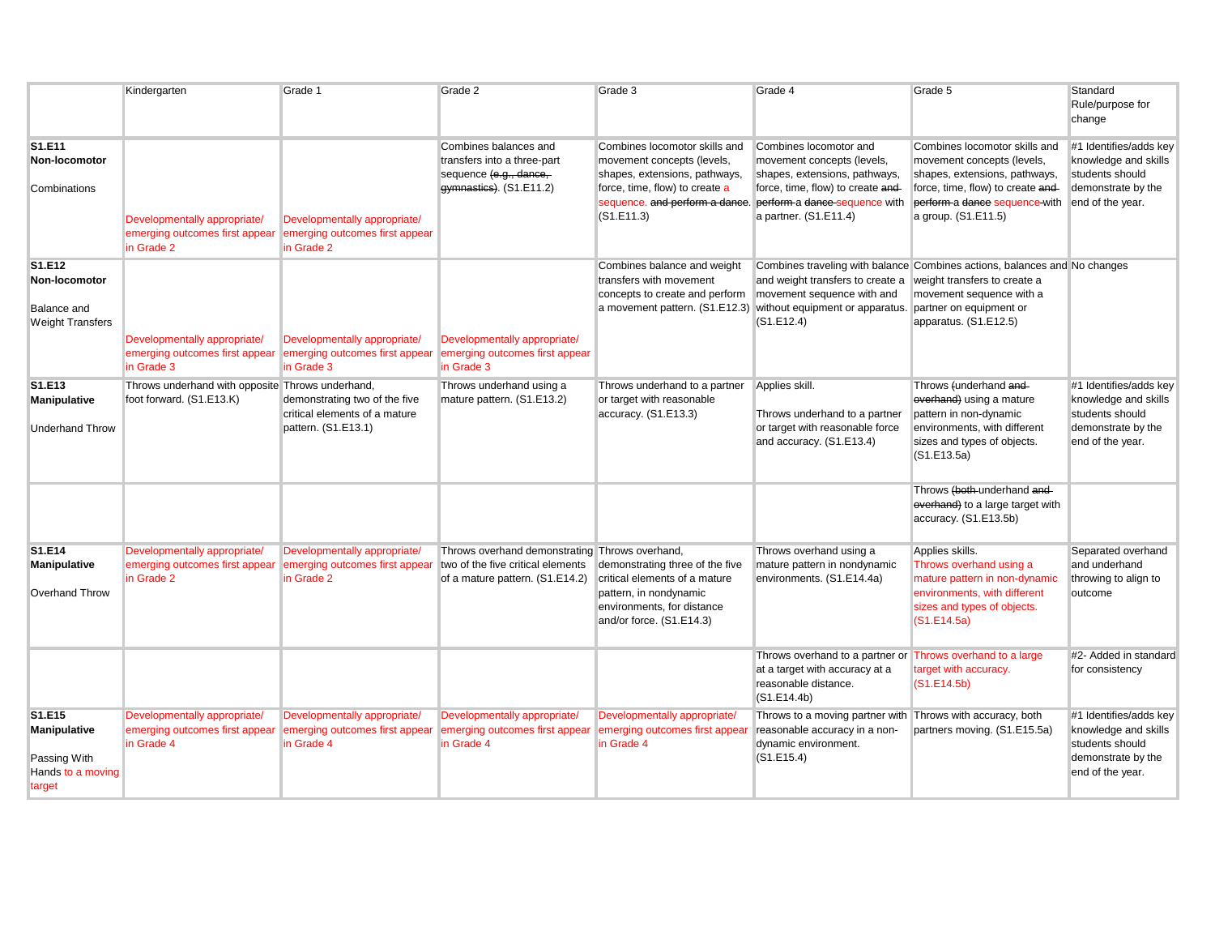| | Kindergarten | Grade 1 | Grade 2 | Grade 3 | Grade 4 | Grade 5 | Standard Rule/purpose for change |
|---|---|---|---|---|---|---|---|
| **S1.E11 Non-locomotor** Combinations | Developmentally appropriate/ emerging outcomes first appear in Grade 2 | Developmentally appropriate/ emerging outcomes first appear in Grade 2 | Combines balances and transfers into a three-part sequence ~~(e.g., dance, gymnastics)~~. (S1.E11.2) | Combines locomotor skills and movement concepts (levels, shapes, extensions, pathways, force, time, flow) to create a sequence. ~~and perform a dance.~~ (S1.E11.3) | Combines locomotor and movement concepts (levels, shapes, extensions, pathways, force, time, flow) to create ~~and perform~~ a ~~dance~~ sequence with a partner. (S1.E11.4) | Combines locomotor skills and movement concepts (levels, shapes, extensions, pathways, force, time, flow) to create ~~and perform~~ a ~~dance~~ sequence ~~with~~ a group. (S1.E11.5) | #1 Identifies/adds key knowledge and skills students should demonstrate by the end of the year. |
| **S1.E12 Non-locomotor** Balance and Weight Transfers | Developmentally appropriate/ emerging outcomes first appear in Grade 3 | Developmentally appropriate/ emerging outcomes first appear in Grade 3 | Developmentally appropriate/ emerging outcomes first appear in Grade 3 | Combines balance and weight transfers with movement concepts to create and perform a movement pattern. (S1.E12.3) | Combines traveling with balance and weight transfers to create a movement sequence with and without equipment or apparatus. (S1.E12.4) | Combines actions, balances and weight transfers to create a movement sequence with a partner on equipment or apparatus. (S1.E12.5) | No changes |
| **S1.E13 Manipulative** Underhand Throw | Throws underhand with opposite foot forward. (S1.E13.K) | Throws underhand, demonstrating two of the five critical elements of a mature pattern. (S1.E13.1) | Throws underhand using a mature pattern. (S1.E13.2) | Throws underhand to a partner or target with reasonable accuracy. (S1.E13.3) | Applies skill. Throws underhand to a partner or target with reasonable force and accuracy. (S1.E13.4) | Throws ~~(~~underhand ~~and overhand)~~ using a mature pattern in non-dynamic environments, with different sizes and types of objects. (S1.E13.5a) | #1 Identifies/adds key knowledge and skills students should demonstrate by the end of the year. |
| | | | | | | Throws ~~(both~~ underhand ~~and overhand)~~ to a large target with accuracy. (S1.E13.5b) | |
| **S1.E14 Manipulative** Overhand Throw | Developmentally appropriate/ emerging outcomes first appear in Grade 2 | Developmentally appropriate/ emerging outcomes first appear in Grade 2 | Throws overhand demonstrating two of the five critical elements of a mature pattern. (S1.E14.2) | Throws overhand, demonstrating three of the five critical elements of a mature pattern, in nondynamic environments, for distance and/or force. (S1.E14.3) | Throws overhand using a mature pattern in nondynamic environments. (S1.E14.4a) | Applies skills. Throws overhand using a mature pattern in non-dynamic environments, with different sizes and types of objects. (S1.E14.5a) | Separated overhand and underhand throwing to align to outcome |
| | | | | | Throws overhand to a partner or at a target with accuracy at a reasonable distance. (S1.E14.4b) | Throws overhand to a large target with accuracy. (S1.E14.5b) | #2- Added in standard for consistency |
| **S1.E15 Manipulative** Passing With Hands to a moving target | Developmentally appropriate/ emerging outcomes first appear in Grade 4 | Developmentally appropriate/ emerging outcomes first appear in Grade 4 | Developmentally appropriate/ emerging outcomes first appear in Grade 4 | Developmentally appropriate/ emerging outcomes first appear in Grade 4 | Throws to a moving partner with reasonable accuracy in a non-dynamic environment. (S1.E15.4) | Throws with accuracy, both partners moving. (S1.E15.5a) | #1 Identifies/adds key knowledge and skills students should demonstrate by the end of the year. |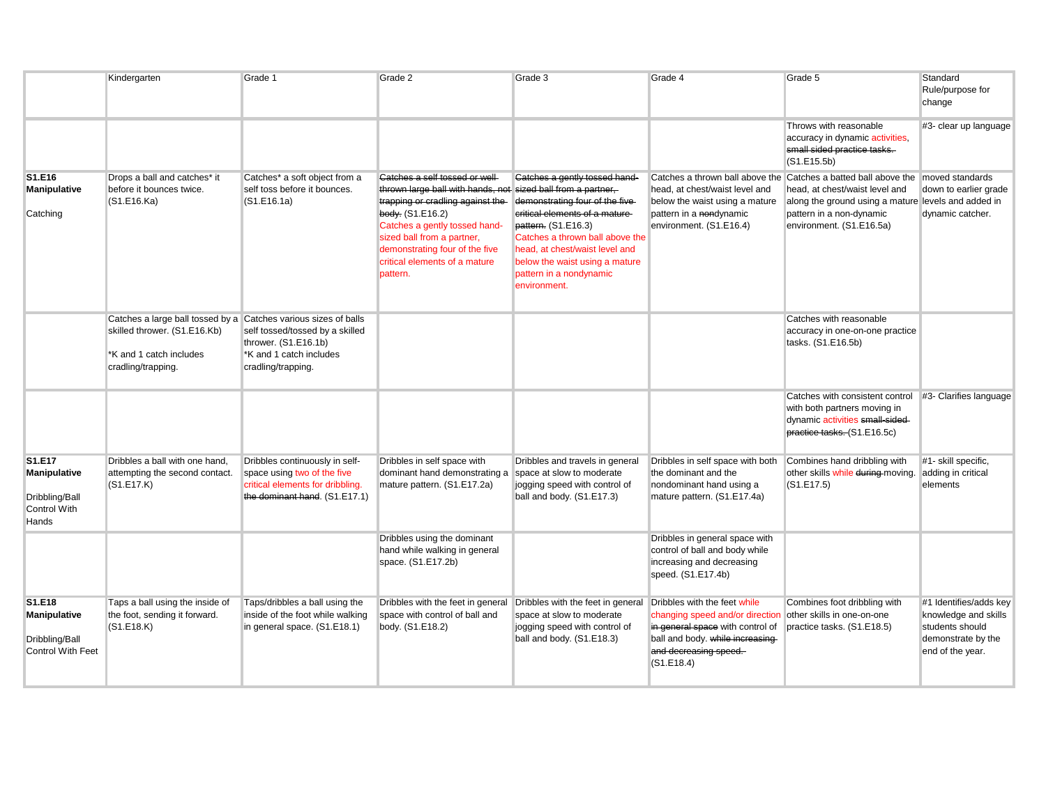| | Kindergarten | Grade 1 | Grade 2 | Grade 3 | Grade 4 | Grade 5 | Standard Rule/purpose for change |
|---|---|---|---|---|---|---|---|
| | | | | | | Throws with reasonable accuracy in dynamic activities, ~~small sided practice tasks.~~ (S1.E15.5b) | #3- clear up language |
| **S1.E16 Manipulative** Catching | Drops a ball and catches* it before it bounces twice. (S1.E16.Ka) | Catches* a soft object from a self toss before it bounces. (S1.E16.1a) | ~~Catches a self tossed or well thrown large ball with hands, not trapping or cradling against the body.~~ (S1.E16.2) Catches a gently tossed hand-sized ball from a partner, demonstrating four of the five critical elements of a mature pattern. | ~~Catches a gently tossed hand-sized ball from a partner, demonstrating four of the five critical elements of a mature pattern.~~ (S1.E16.3) Catches a thrown ball above the head, at chest/waist level and below the waist using a mature pattern in a nondynamic environment. | Catches a thrown ball above the head, at chest/waist level and below the waist using a mature pattern in a ~~non~~dynamic environment. (S1.E16.4) | Catches a batted ball above the head, at chest/waist level and along the ground using a mature pattern in a non-dynamic environment. (S1.E16.5a) | moved standards down to earlier grade levels and added in dynamic catcher. |
| | Catches a large ball tossed by a skilled thrower. (S1.E16.Kb) *K and 1 catch includes cradling/trapping. | Catches various sizes of balls self tossed/tossed by a skilled thrower. (S1.E16.1b) *K and 1 catch includes cradling/trapping. | | | | Catches with reasonable accuracy in one-on-one practice tasks. (S1.E16.5b) | |
| | | | | | | Catches with consistent control with both partners moving in dynamic activities ~~small-sided practice tasks.~~ (S1.E16.5c) | #3- Clarifies language |
| **S1.E17 Manipulative** Dribbling/Ball Control With Hands | Dribbles a ball with one hand, attempting the second contact. (S1.E17.K) | Dribbles continuously in self-space using two of the five critical elements for dribbling. ~~the dominant hand~~. (S1.E17.1) | Dribbles in self space with dominant hand demonstrating a mature pattern. (S1.E17.2a) | Dribbles and travels in general space at slow to moderate jogging speed with control of ball and body. (S1.E17.3) | Dribbles in self space with both the dominant and the nondominant hand using a mature pattern. (S1.E17.4a) | Combines hand dribbling with other skills while ~~during~~ moving. (S1.E17.5) | #1- skill specific, adding in critical elements |
| | | | Dribbles using the dominant hand while walking in general space. (S1.E17.2b) | | Dribbles in general space with control of ball and body while increasing and decreasing speed. (S1.E17.4b) | | |
| **S1.E18 Manipulative** Dribbling/Ball Control With Feet | Taps a ball using the inside of the foot, sending it forward. (S1.E18.K) | Taps/dribbles a ball using the inside of the foot while walking in general space. (S1.E18.1) | Dribbles with the feet in general space with control of ball and body. (S1.E18.2) | Dribbles with the feet in general space at slow to moderate jogging speed with control of ball and body. (S1.E18.3) | Dribbles with the feet while changing speed and/or direction ~~in general space~~ with control of ball and body. ~~while increasing and decreasing speed.~~ (S1.E18.4) | Combines foot dribbling with other skills in one-on-one practice tasks. (S1.E18.5) | #1 Identifies/adds key knowledge and skills students should demonstrate by the end of the year. |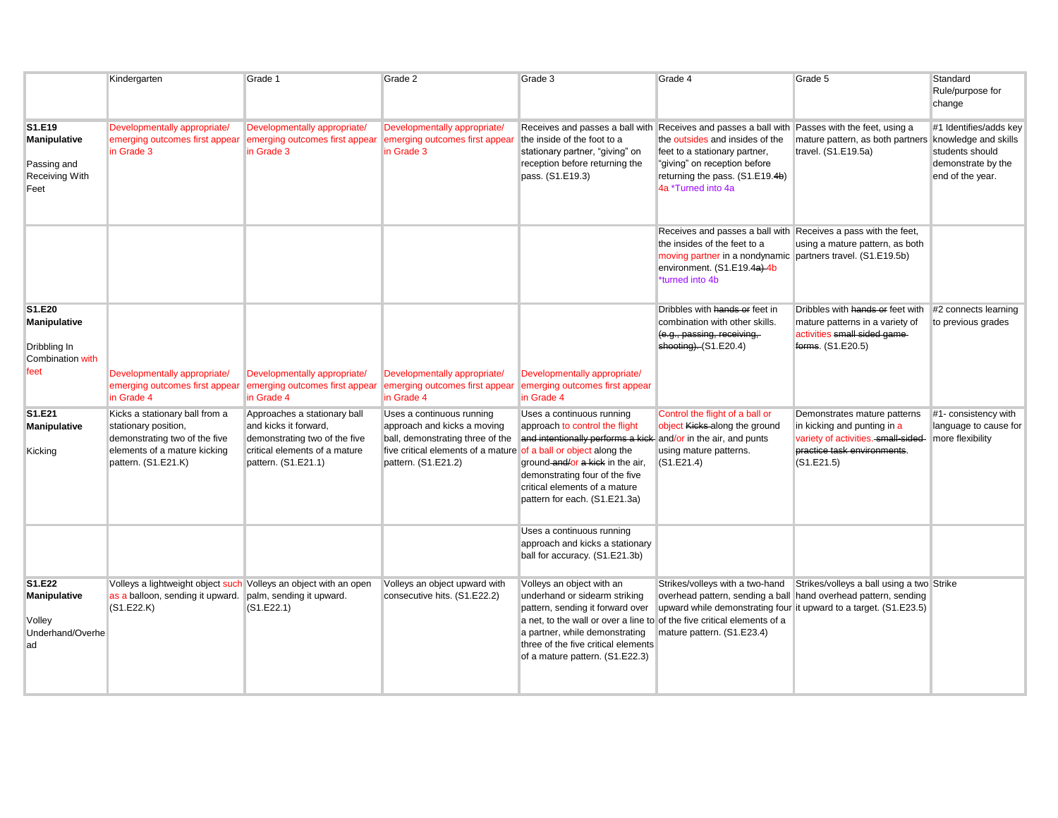| | Kindergarten | Grade 1 | Grade 2 | Grade 3 | Grade 4 | Grade 5 | Standard Rule/purpose for change |
|---|---|---|---|---|---|---|---|
| **S1.E19 Manipulative** Passing and Receiving With Feet | Developmentally appropriate/ emerging outcomes first appear in Grade 3 | Developmentally appropriate/ emerging outcomes first appear in Grade 3 | Developmentally appropriate/ emerging outcomes first appear in Grade 3 | Receives and passes a ball with the inside of the foot to a stationary partner, "giving" on reception before returning the pass. (S1.E19.3) | Receives and passes a ball with the outsides and insides of the feet to a stationary partner, "giving" on reception before returning the pass. (S1.E19.~~4b~~) 4a *Turned into 4a | Passes with the feet, using a mature pattern, as both partners travel. (S1.E19.5a) | #1 Identifies/adds key knowledge and skills students should demonstrate by the end of the year. |
| | | | | | Receives and passes a ball with the insides of the feet to a moving partner in a nondynamic environment. (S1.E19.~~4a)~~ 4b *turned into 4b | Receives a pass with the feet, using a mature pattern, as both partners travel. (S1.E19.5b) | |
| **S1.E20 Manipulative** Dribbling In Combination with feet | Developmentally appropriate/ emerging outcomes first appear in Grade 4 | Developmentally appropriate/ emerging outcomes first appear in Grade 4 | Developmentally appropriate/ emerging outcomes first appear in Grade 4 | Developmentally appropriate/ emerging outcomes first appear in Grade 4 | Dribbles with ~~hands or~~ feet in combination with other skills. ~~(e.g., passing, receiving, shooting).~~ (S1.E20.4) | Dribbles with ~~hands or~~ feet with mature patterns in a variety of activities ~~small sided game forms~~. (S1.E20.5) | #2 connects learning to previous grades |
| **S1.E21 Manipulative** Kicking | Kicks a stationary ball from a stationary position, demonstrating two of the five elements of a mature kicking pattern. (S1.E21.K) | Approaches a stationary ball and kicks it forward, demonstrating two of the five critical elements of a mature pattern. (S1.E21.1) | Uses a continuous running approach and kicks a moving ball, demonstrating three of the five critical elements of a mature pattern. (S1.E21.2) | Uses a continuous running approach to control the flight ~~and intentionally performs a kick~~ of a ball or object along the ground ~~and~~/or ~~a kick~~ in the air, demonstrating four of the five critical elements of a mature pattern for each. (S1.E21.3a) | Control the flight of a ball or object ~~Kicks~~ along the ground and/or in the air, and punts using mature patterns. (S1.E21.4) | Demonstrates mature patterns in kicking and punting in a variety of activities. ~~small-sided practice task environments~~. (S1.E21.5) | #1- consistency with language to cause for more flexibility |
| | | | | Uses a continuous running approach and kicks a stationary ball for accuracy. (S1.E21.3b) | | | |
| **S1.E22 Manipulative** Volley Underhand/Overhead | Volleys a lightweight object such as a balloon, sending it upward. (S1.E22.K) | Volleys an object with an open palm, sending it upward. (S1.E22.1) | Volleys an object upward with consecutive hits. (S1.E22.2) | Volleys an object with an underhand or sidearm striking pattern, sending it forward over a net, to the wall or over a line to a partner, while demonstrating three of the five critical elements of a mature pattern. (S1.E22.3) | Strikes/volleys with a two-hand overhead pattern, sending a ball upward while demonstrating four of the five critical elements of a mature pattern. (S1.E23.4) | Strikes/volleys a ball using a two hand overhead pattern, sending it upward to a target. (S1.E23.5) | Strike |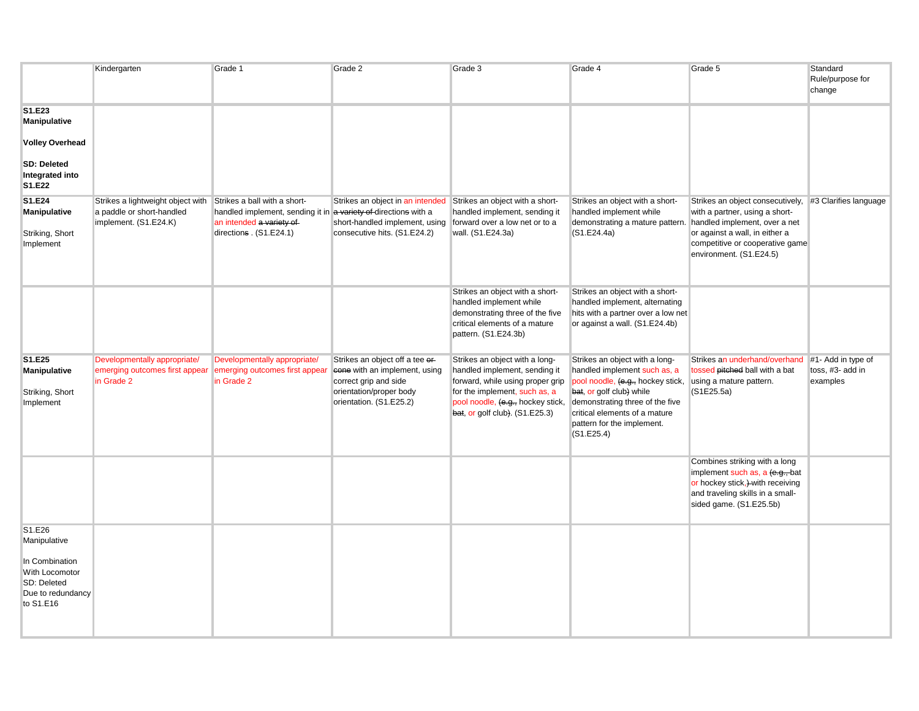| | Kindergarten | Grade 1 | Grade 2 | Grade 3 | Grade 4 | Grade 5 | Standard Rule/purpose for change |
|---|---|---|---|---|---|---|---|
| **S1.E23 Manipulative**<br><br>**Volley Overhead**<br><br>**SD: Deleted Integrated into S1.E22** | | | | | | | |
| **S1.E24 Manipulative**<br><br>Striking, Short Implement | Strikes a lightweight object with a paddle or short-handled implement. (S1.E24.K) | Strikes a ball with a short-handled implement, sending it in an intended ~~a variety of~~ direction~~s~~ . (S1.E24.1) | Strikes an object in an intended ~~a variety of~~ direction~~s~~ with a short-handled implement, using consecutive hits. (S1.E24.2) | Strikes an object with a short-handled implement, sending it forward over a low net or to a wall. (S1.E24.3a) | Strikes an object with a short-handled implement while demonstrating a mature pattern. (S1.E24.4a) | Strikes an object consecutively, with a partner, using a short-handled implement, over a net or against a wall, in either a competitive or cooperative game environment. (S1.E24.5) | #3 Clarifies language |
| | | | | Strikes an object with a short-handled implement while demonstrating three of the five critical elements of a mature pattern. (S1.E24.3b) | Strikes an object with a short-handled implement, alternating hits with a partner over a low net or against a wall. (S1.E24.4b) | | |
| **S1.E25 Manipulative**<br><br>Striking, Short Implement | Developmentally appropriate/ emerging outcomes first appear in Grade 2 | Developmentally appropriate/ emerging outcomes first appear in Grade 2 | Strikes an object off a tee ~~or cone~~ with an implement, using correct grip and side orientation/proper body orientation. (S1.E25.2) | Strikes an object with a long-handled implement, sending it forward, while using proper grip for the implement, such as, a pool noodle, ~~(e.g.,~~ hockey stick, ~~bat~~, or golf club~~)~~. (S1.E25.3) | Strikes an object with a long-handled implement such as, a pool noodle, ~~(e.g.,~~ hockey stick, ~~bat~~, or golf club~~)~~ while demonstrating three of the five critical elements of a mature pattern for the implement. (S1.E25.4) | Strikes an underhand/overhand tossed ~~pitched~~ ball with a bat using a mature pattern. (S1E25.5a) | #1- Add in type of toss, #3- add in examples |
| | | | | | | Combines striking with a long implement such as, a ~~(e.g.,~~ bat or hockey stick~~,)~~ with receiving and traveling skills in a small-sided game. (S1.E25.5b) | |
| S1.E26 Manipulative<br><br>In Combination With Locomotor<br>SD: Deleted Due to redundancy to S1.E16 | | | | | | | |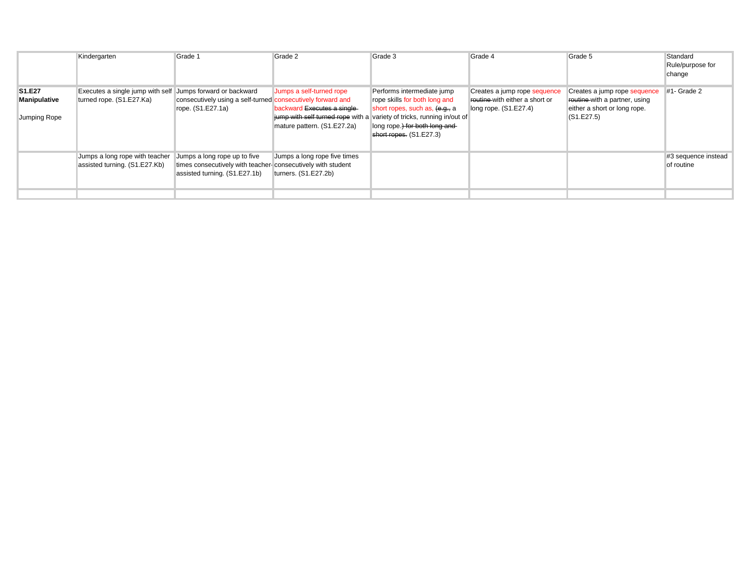| | Kindergarten | Grade 1 | Grade 2 | Grade 3 | Grade 4 | Grade 5 | Standard Rule/purpose for change |
|---|---|---|---|---|---|---|---|
| **S1.E27 Manipulative**<br><br>Jumping Rope | Executes a single jump with self turned rope. (S1.E27.Ka) | Jumps forward or backward consecutively using a self-turned rope. (S1.E27.1a) | Jumps a self-turned rope consecutively forward and backward ~~Executes a single jump with self turned rope~~ with a mature pattern. (S1.E27.2a) | Performs intermediate jump rope skills for both long and short ropes, such as, ~~(e.g.,~~ a variety of tricks, running in/out of long rope.~~) for both long and short ropes.~~ (S1.E27.3) | Creates a jump rope sequence ~~routine~~ with either a short or long rope. (S1.E27.4) | Creates a jump rope sequence ~~routine~~ with a partner, using either a short or long rope. (S1.E27.5) | #1- Grade 2 |
| | Jumps a long rope with teacher assisted turning. (S1.E27.Kb) | Jumps a long rope up to five times consecutively with teacher-assisted turning. (S1.E27.1b) | Jumps a long rope five times consecutively with student turners. (S1.E27.2b) | | | | #3 sequence instead of routine |
| | | | | | | | |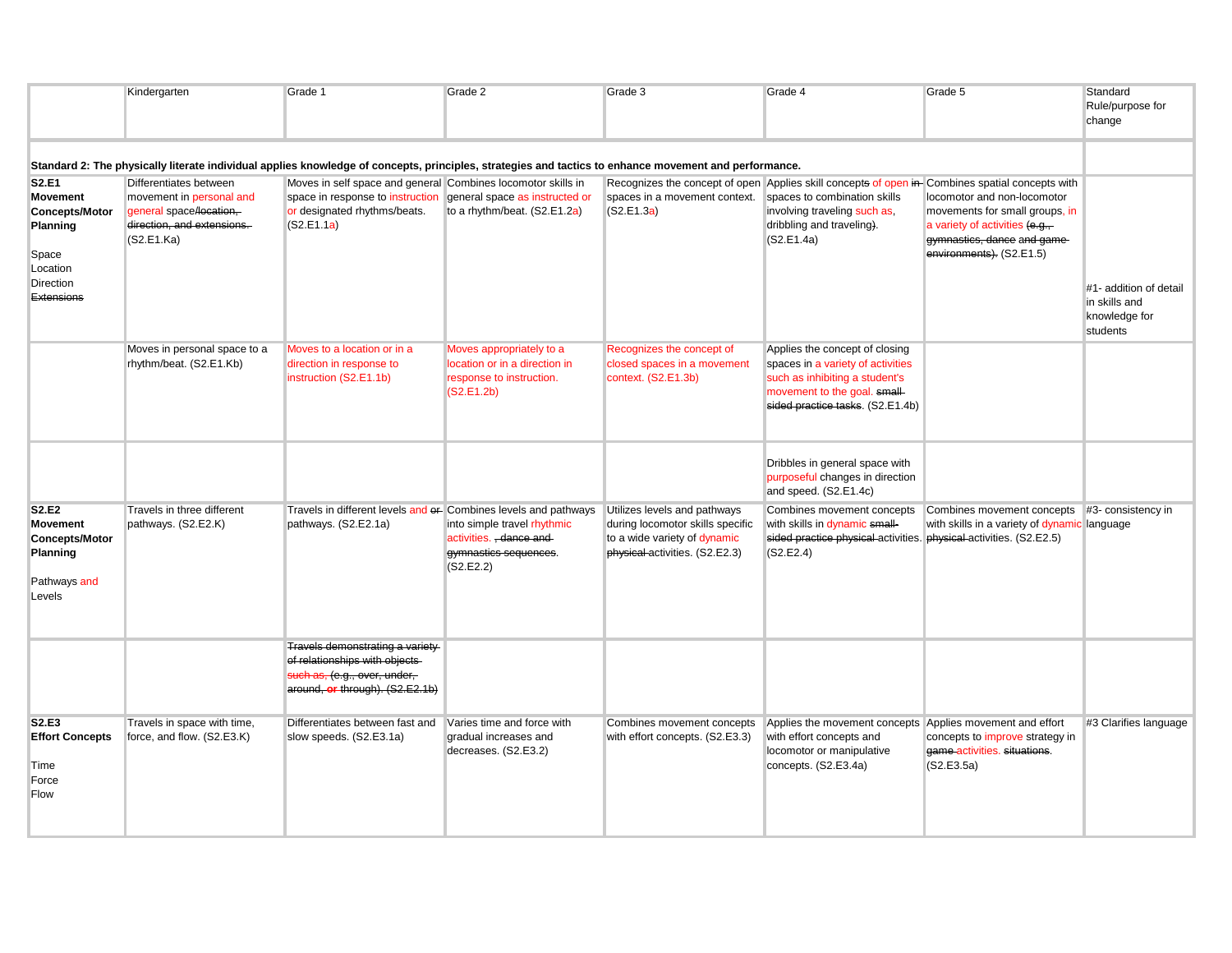| | Kindergarten | Grade 1 | Grade 2 | Grade 3 | Grade 4 | Grade 5 | Standard Rule/purpose for change |
|---|---|---|---|---|---|---|---|
| **Standard 2: The physically literate individual applies knowledge of concepts, principles, strategies and tactics to enhance movement and performance.** | | | | | | | |
| **S2.E1 Movement Concepts/Motor Planning**<br><br>Space<br>Location<br>Direction<br>~~Extensions~~ | Differentiates between movement in personal and general space~~/location, direction, and extensions.~~ (S2.E1.Ka) | Moves in self space and general space in response to instruction or designated rhythms/beats. (S2.E1.1a) | Combines locomotor skills in general space as instructed or to a rhythm/beat. (S2.E1.2a) | Recognizes the concept of open spaces in a movement context. (S2.E1.3a) | Applies skill concept~~s~~ of open ~~in~~ spaces to combination skills involving traveling such as, dribbling and traveling~~)~~. (S2.E1.4a) | Combines spatial concepts with locomotor and non-locomotor movements for small groups, in a variety of activities ~~(e.g., gymnastics, dance and game environments).~~ (S2.E1.5) | #1- addition of detail in skills and knowledge for students |
| | Moves in personal space to a rhythm/beat. (S2.E1.Kb) | Moves to a location or in a direction in response to instruction (S2.E1.1b) | Moves appropriately to a location or in a direction in response to instruction. (S2.E1.2b) | Recognizes the concept of closed spaces in a movement context. (S2.E1.3b) | Applies the concept of closing spaces in a variety of activities such as inhibiting a student's movement to the goal. ~~small-sided practice tasks~~. (S2.E1.4b) | | |
| | | | | | Dribbles in general space with purposeful changes in direction and speed. (S2.E1.4c) | | |
| **S2.E2 Movement Concepts/Motor Planning**<br><br>Pathways and Levels | Travels in three different pathways. (S2.E2.K) | Travels in different levels and ~~or~~ pathways. (S2.E2.1a) | Combines levels and pathways into simple travel rhythmic activities. ~~, dance and gymnastics sequences~~. (S2.E2.2) | Utilizes levels and pathways during locomotor skills specific to a wide variety of dynamic ~~physical~~ activities. (S2.E2.3) | Combines movement concepts with skills in dynamic ~~small-sided practice physical~~ activities. (S2.E2.4) | Combines movement concepts with skills in a variety of dynamic ~~physical~~ activities. (S2.E2.5) | #3- consistency in language |
| | | ~~Travels demonstrating a variety of relationships with objects such as, (e.g., over, under, around, or through). (S2.E2.1b)~~ | | | | | |
| **S2.E3 Effort Concepts**<br><br>Time<br>Force<br>Flow | Travels in space with time, force, and flow. (S2.E3.K) | Differentiates between fast and slow speeds. (S2.E3.1a) | Varies time and force with gradual increases and decreases. (S2.E3.2) | Combines movement concepts with effort concepts. (S2.E3.3) | Applies the movement concepts with effort concepts and locomotor or manipulative concepts. (S2.E3.4a) | Applies movement and effort concepts to improve strategy in ~~game~~ activities. ~~situations~~. (S2.E3.5a) | #3 Clarifies language |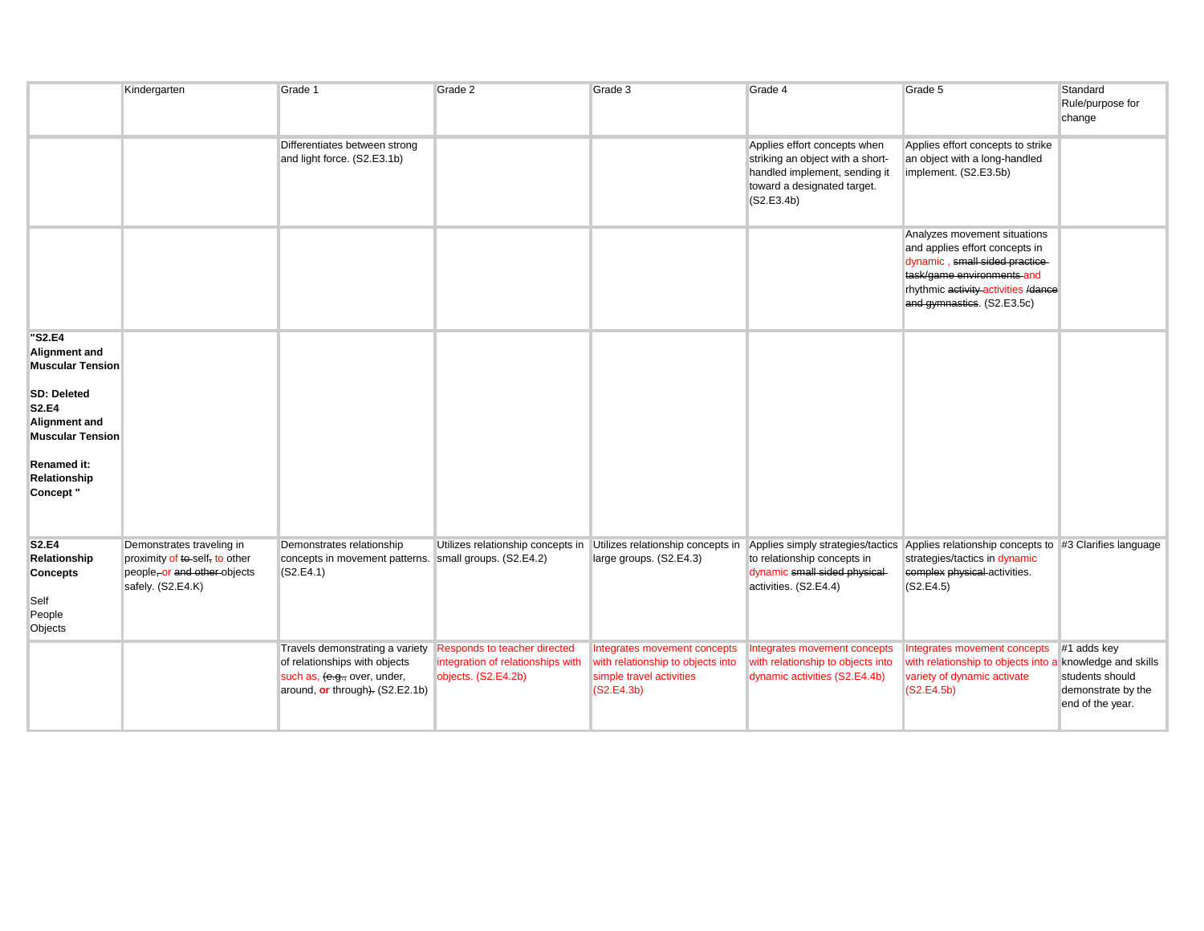| | Kindergarten | Grade 1 | Grade 2 | Grade 3 | Grade 4 | Grade 5 | Standard Rule/purpose for change |
|---|---|---|---|---|---|---|---|
| | | Differentiates between strong and light force. (S2.E3.1b) | | | Applies effort concepts when striking an object with a short-handled implement, sending it toward a designated target. (S2.E3.4b) | Applies effort concepts to strike an object with a long-handled implement. (S2.E3.5b) | |
| | | | | | | Analyzes movement situations and applies effort concepts in dynamic , ~~small sided practice task/game environments~~ and rhythmic ~~activity~~ activities /~~dance and gymnastics~~. (S2.E3.5c) | |
| **"S2.E4 Alignment and Muscular Tension**<br><br>**SD: Deleted S2.E4 Alignment and Muscular Tension**<br><br>**Renamed it: Relationship Concept "** | | | | | | | |
| **S2.E4 Relationship Concepts**<br><br>Self<br>People<br>Objects | Demonstrates traveling in proximity of ~~to~~ self~~,~~ to other people~~,~~ or ~~and other~~ objects safely. (S2.E4.K) | Demonstrates relationship concepts in movement patterns. (S2.E4.1) | Utilizes relationship concepts in small groups. (S2.E4.2) | Utilizes relationship concepts in large groups. (S2.E4.3) | Applies simply strategies/tactics to relationship concepts in dynamic ~~small sided physical~~ activities. (S2.E4.4) | Applies relationship concepts to strategies/tactics in dynamic ~~complex~~ ~~physical~~ activities. (S2.E4.5) | #3 Clarifies language |
| | | Travels demonstrating a variety of relationships with objects such as, ~~(e.g.,~~ over, under, around, **or** through~~).~~ (S2.E2.1b) | Responds to teacher directed integration of relationships with objects. (S2.E4.2b) | Integrates movement concepts with relationship to objects into simple travel activities (S2.E4.3b) | Integrates movement concepts with relationship to objects into dynamic activities (S2.E4.4b) | Integrates movement concepts with relationship to objects into a variety of dynamic activate (S2.E4.5b) | #1 adds key knowledge and skills students should demonstrate by the end of the year. |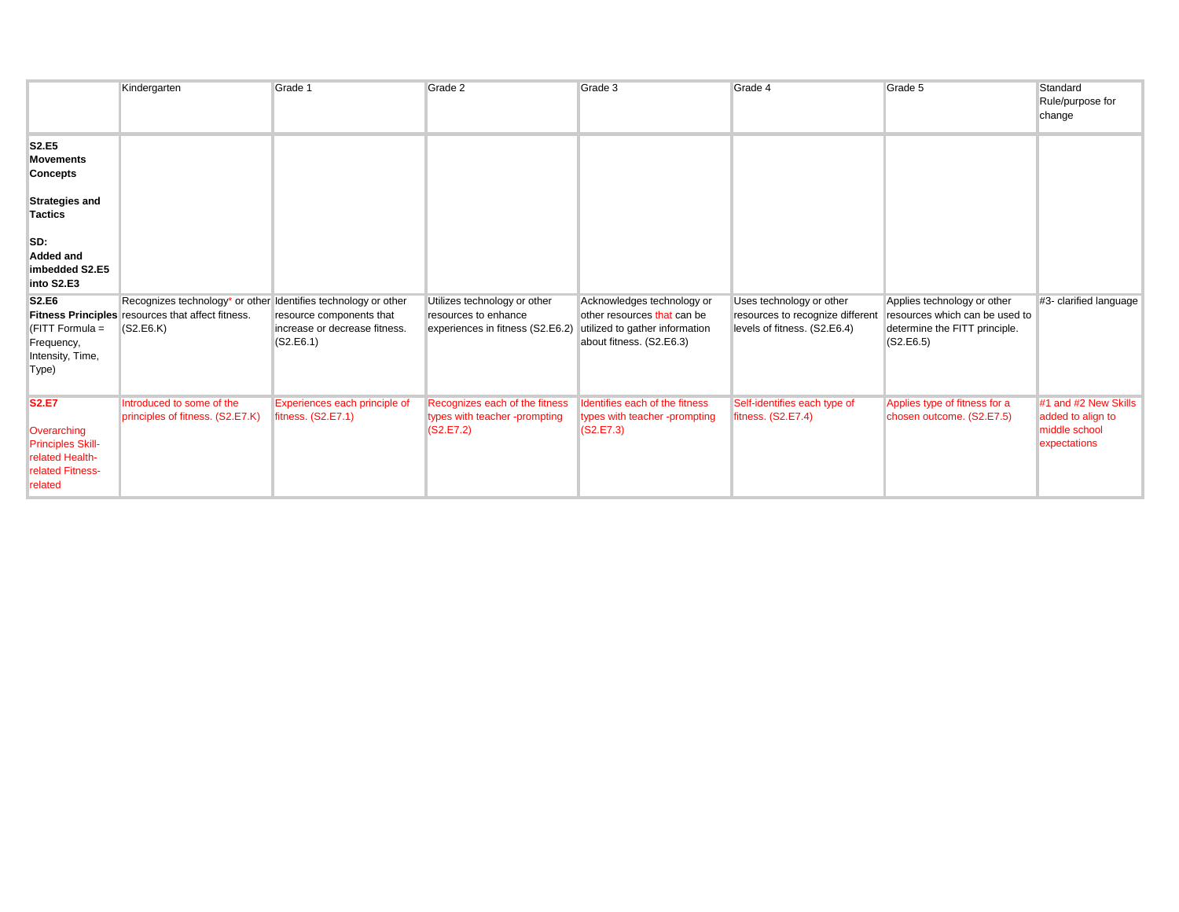| | Kindergarten | Grade 1 | Grade 2 | Grade 3 | Grade 4 | Grade 5 | Standard Rule/purpose for change |
|---|---|---|---|---|---|---|---|
| **S2.E5 Movements Concepts**<br><br>**Strategies and Tactics**<br><br>**SD: Added and imbedded S2.E5 into S2.E3** | | | | | | | |
| **S2.E6 Fitness Principles** (FITT Formula = Frequency, Intensity, Time, Type) | Recognizes technology* or other resources that affect fitness. (S2.E6.K) | Identifies technology or other resource components that increase or decrease fitness. (S2.E6.1) | Utilizes technology or other resources to enhance experiences in fitness (S2.E6.2) | Acknowledges technology or other resources that can be utilized to gather information about fitness. (S2.E6.3) | Uses technology or other resources to recognize different levels of fitness. (S2.E6.4) | Applies technology or other resources which can be used to determine the FITT principle. (S2.E6.5) | #3- clarified language |
| **S2.E7**<br><br>Overarching Principles Skill-related Health-related Fitness-related | Introduced to some of the principles of fitness. (S2.E7.K) | Experiences each principle of fitness. (S2.E7.1) | Recognizes each of the fitness types with teacher -prompting (S2.E7.2) | Identifies each of the fitness types with teacher -prompting (S2.E7.3) | Self-identifies each type of fitness. (S2.E7.4) | Applies type of fitness for a chosen outcome. (S2.E7.5) | #1 and #2 New Skills added to align to middle school expectations |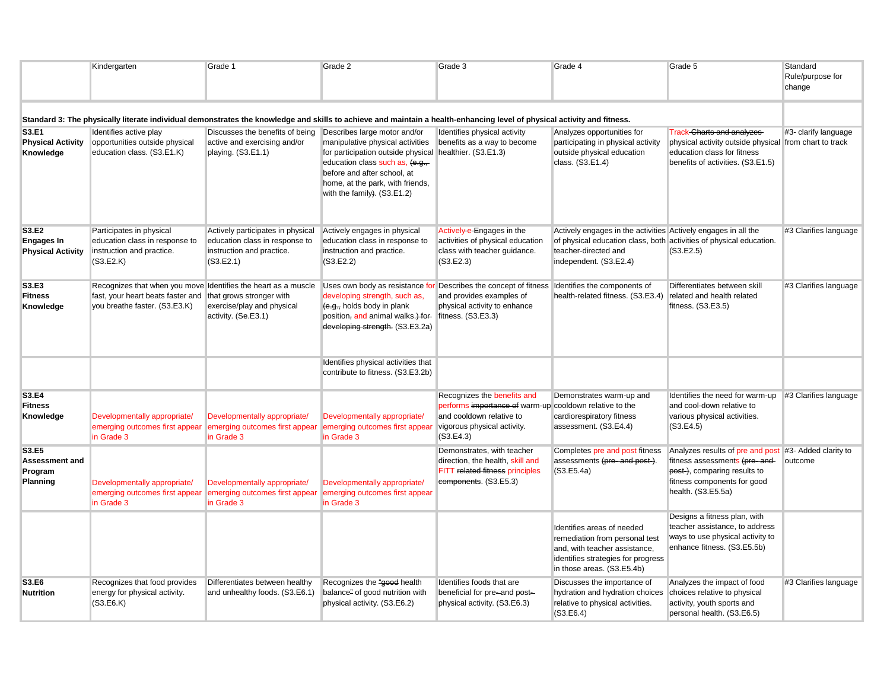| | Kindergarten | Grade 1 | Grade 2 | Grade 3 | Grade 4 | Grade 5 | Standard Rule/purpose for change |
|---|---|---|---|---|---|---|---|
| **Standard 3: The physically literate individual demonstrates the knowledge and skills to achieve and maintain a health-enhancing level of physical activity and fitness.** | | | | | | | |
| **S3.E1 Physical Activity Knowledge** | Identifies active play opportunities outside physical education class. (S3.E1.K) | Discusses the benefits of being active and exercising and/or playing. (S3.E1.1) | Describes large motor and/or manipulative physical activities for participation outside physical education class such as, ~~(e.g.,~~ before and after school, at home, at the park, with friends, with the family~~)~~. (S3.E1.2) | Identifies physical activity benefits as a way to become healthier. (S3.E1.3) | Analyzes opportunities for participating in physical activity outside physical education class. (S3.E1.4) | Track ~~Charts and analyzes~~ physical activity outside physical education class for fitness benefits of activities. (S3.E1.5) | #3- clarify language from chart to track |
| **S3.E2 Engages In Physical Activity** | Participates in physical education class in response to instruction and practice. (S3.E2.K) | Actively participates in physical education class in response to instruction and practice. (S3.E2.1) | Actively engages in physical education class in response to instruction and practice. (S3.E2.2) | ~~Actively e~~ Engages in the activities of physical education class with teacher guidance. (S3.E2.3) | Actively engages in the activities of physical education class, both teacher-directed and independent. (S3.E2.4) | Actively engages in all the activities of physical education. (S3.E2.5) | #3 Clarifies language |
| **S3.E3 Fitness Knowledge** | Recognizes that when you move fast, your heart beats faster and you breathe faster. (S3.E3.K) | Identifies the heart as a muscle that grows stronger with exercise/play and physical activity. (Se.E3.1) | Uses own body as resistance for developing strength, such as, ~~(e.g.,~~ holds body in plank position~~,~~ and animal walks.~~) for developing strength.~~ (S3.E3.2a) | Describes the concept of fitness and provides examples of physical activity to enhance fitness. (S3.E3.3) | Identifies the components of health-related fitness. (S3.E3.4) | Differentiates between skill related and health related fitness. (S3.E3.5) | #3 Clarifies language |
| | | | Identifies physical activities that contribute to fitness. (S3.E3.2b) | | | | |
| **S3.E4 Fitness Knowledge** | Developmentally appropriate/ emerging outcomes first appear in Grade 3 | Developmentally appropriate/ emerging outcomes first appear in Grade 3 | Developmentally appropriate/ emerging outcomes first appear in Grade 3 | Recognizes the benefits and performs ~~importance of~~ warm-up and cooldown relative to vigorous physical activity. (S3.E4.3) | Demonstrates warm-up and cooldown relative to the cardiorespiratory fitness assessment. (S3.E4.4) | Identifies the need for warm-up and cool-down relative to various physical activities. (S3.E4.5) | #3 Clarifies language |
| **S3.E5 Assessment and Program Planning** | Developmentally appropriate/ emerging outcomes first appear in Grade 3 | Developmentally appropriate/ emerging outcomes first appear in Grade 3 | Developmentally appropriate/ emerging outcomes first appear in Grade 3 | Demonstrates, with teacher direction, the health, skill and FITT ~~related fitness~~ principles ~~components~~. (S3.E5.3) | Completes pre and post fitness assessments ~~(pre- and post-)~~. (S3.E5.4a) | Analyzes results of pre and post fitness assessments ~~(pre- and post-)~~, comparing results to fitness components for good health. (S3.E5.5a) | #3- Added clarity to outcome |
| | | | | | Identifies areas of needed remediation from personal test and, with teacher assistance, identifies strategies for progress in those areas. (S3.E5.4b) | Designs a fitness plan, with teacher assistance, to address ways to use physical activity to enhance fitness. (S3.E5.5b) | |
| **S3.E6 Nutrition** | Recognizes that food provides energy for physical activity. (S3.E6.K) | Differentiates between healthy and unhealthy foods. (S3.E6.1) | Recognizes the ~~"good~~ health balance~~"~~ of good nutrition with physical activity. (S3.E6.2) | Identifies foods that are beneficial for pre~~-~~and post~~-~~ physical activity. (S3.E6.3) | Discusses the importance of hydration and hydration choices relative to physical activities. (S3.E6.4) | Analyzes the impact of food choices relative to physical activity, youth sports and personal health. (S3.E6.5) | #3 Clarifies language |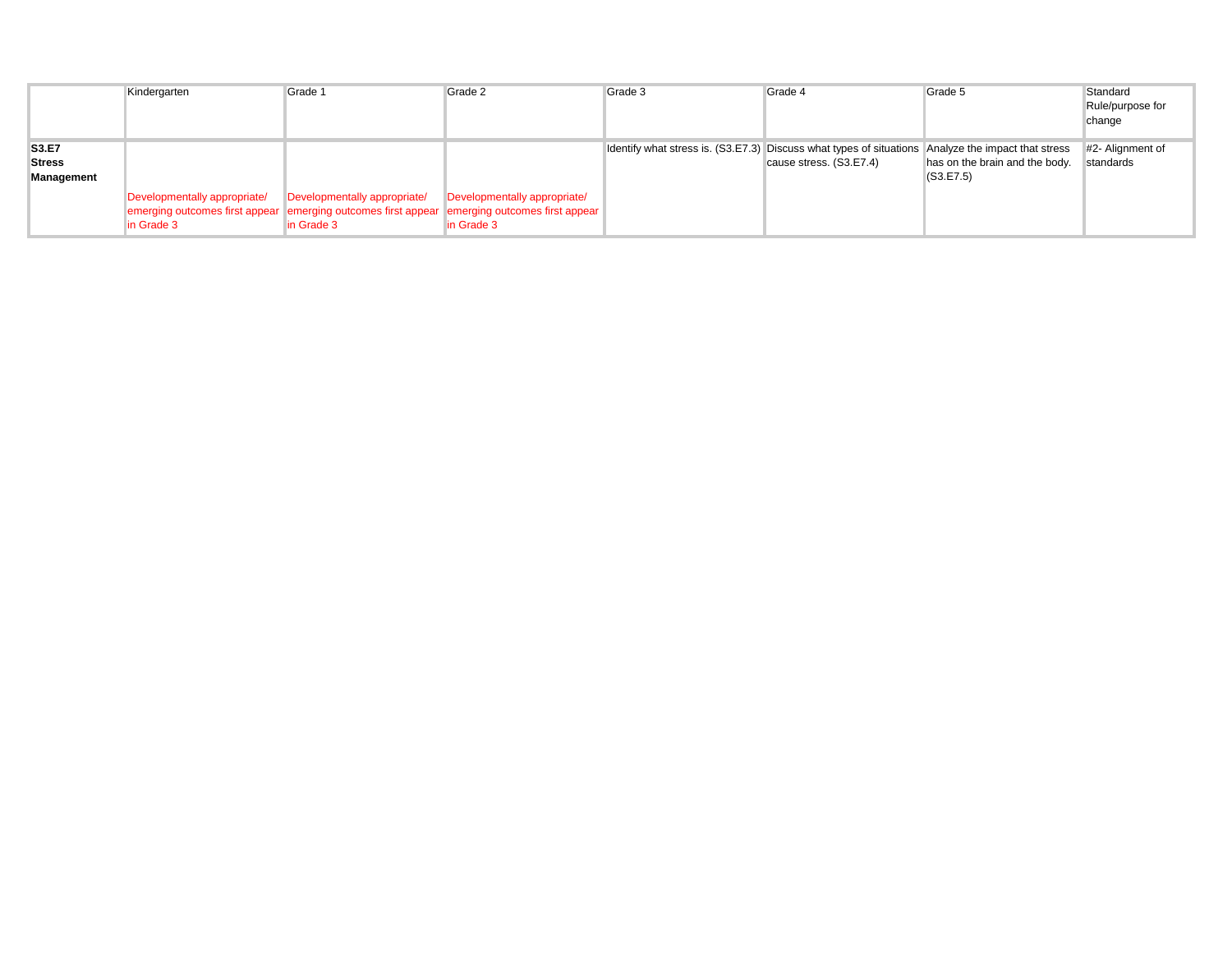| | Kindergarten | Grade 1 | Grade 2 | Grade 3 | Grade 4 | Grade 5 | Standard Rule/purpose for change |
|---|---|---|---|---|---|---|---|
| **S3.E7 Stress Management** | Developmentally appropriate/ emerging outcomes first appear in Grade 3 | Developmentally appropriate/ emerging outcomes first appear in Grade 3 | Developmentally appropriate/ emerging outcomes first appear in Grade 3 | Identify what stress is. (S3.E7.3) | Discuss what types of situations cause stress. (S3.E7.4) | Analyze the impact that stress has on the brain and the body. (S3.E7.5) | #2- Alignment of standards |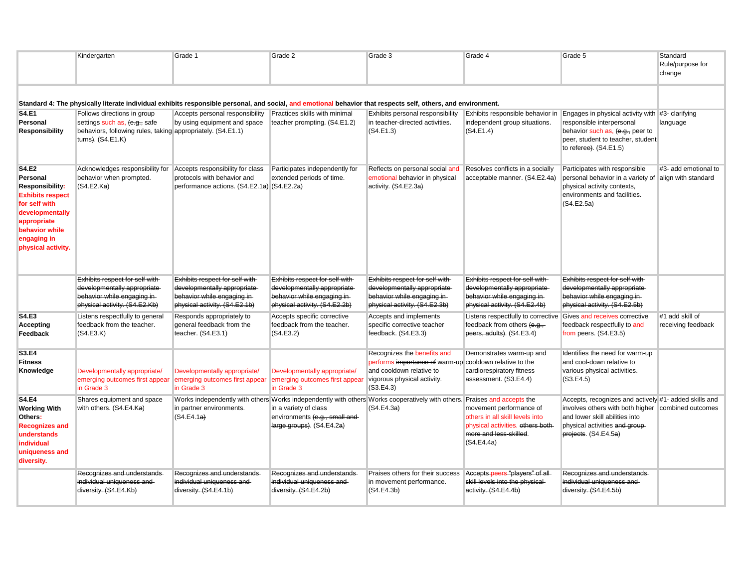| | Kindergarten | Grade 1 | Grade 2 | Grade 3 | Grade 4 | Grade 5 | Standard Rule/purpose for change |
|---|---|---|---|---|---|---|---|
| **Standard 4: The physically literate individual exhibits responsible personal, and social, and emotional behavior that respects self, others, and environment.** | | | | | | | |
| **S4.E1 Personal Responsibility** | Follows directions in group settings such as, ~~(e.g.,~~ safe behaviors, following rules, taking turns~~)~~. (S4.E1.K) | Accepts personal responsibility by using equipment and space appropriately. (S4.E1.1) | Practices skills with minimal teacher prompting. (S4.E1.2) | Exhibits personal responsibility in teacher-directed activities. (S4.E1.3) | Exhibits responsible behavior in independent group situations. (S4.E1.4) | Engages in physical activity with responsible interpersonal behavior such as, ~~(e.g.,~~ peer to peer, student to teacher, student to referee~~)~~. (S4.E1.5) | #3- clarifying language |
| **S4.E2 Personal Responsibility: Exhibits respect for self with developmentally appropriate behavior while engaging in physical activity.** | Acknowledges responsibility for behavior when prompted. (S4.E2.K~~a~~) | Accepts responsibility for class protocols with behavior and performance actions. (S4.E2.1~~a~~) | Participates independently for extended periods of time. (S4.E2.2~~a~~) | Reflects on personal social and emotional behavior in physical activity. (S4.E2.3~~a~~) | Resolves conflicts in a socially acceptable manner. (S4.E2.4~~a~~) | Participates with responsible personal behavior in a variety of physical activity contexts, environments and facilities. (S4.E2.5~~a~~) | #3- add emotional to align with standard |
| | ~~Exhibits respect for self with developmentally appropriate behavior while engaging in physical activity. (S4.E2.Kb)~~ | ~~Exhibits respect for self with developmentally appropriate behavior while engaging in physical activity. (S4.E2.1b)~~ | ~~Exhibits respect for self with developmentally appropriate behavior while engaging in physical activity. (S4.E2.2b)~~ | ~~Exhibits respect for self with developmentally appropriate behavior while engaging in physical activity. (S4.E2.3b)~~ | ~~Exhibits respect for self with developmentally appropriate behavior while engaging in physical activity. (S4.E2.4b)~~ | ~~Exhibits respect for self with developmentally appropriate behavior while engaging in physical activity. (S4.E2.5b)~~ | |
| **S4.E3 Accepting Feedback** | Listens respectfully to general feedback from the teacher. (S4.E3.K) | Responds appropriately to general feedback from the teacher. (S4.E3.1) | Accepts specific corrective feedback from the teacher. (S4.E3.2) | Accepts and implements specific corrective teacher feedback. (S4.E3.3) | Listens respectfully to corrective feedback from others ~~(e.g., peers, adults)~~. (S4.E3.4) | Gives and receives corrective feedback respectfully to and from peers. (S4.E3.5) | #1 add skill of receiving feedback |
| **S3.E4 Fitness Knowledge** | Developmentally appropriate/ emerging outcomes first appear in Grade 3 | Developmentally appropriate/ emerging outcomes first appear in Grade 3 | Developmentally appropriate/ emerging outcomes first appear in Grade 3 | Recognizes the benefits and performs ~~importance of~~ warm-up and cooldown relative to vigorous physical activity. (S3.E4.3) | Demonstrates warm-up and cooldown relative to the cardiorespiratory fitness assessment. (S3.E4.4) | Identifies the need for warm-up and cool-down relative to various physical activities. (S3.E4.5) | |
| **S4.E4 Working With Others: Recognizes and understands individual uniqueness and diversity.** | Shares equipment and space with others. (S4.E4.K~~a~~) | Works independently with others in partner environments. (S4.E4.1~~a~~) | Works independently with others in a variety of class environments ~~(e.g., small and large groups)~~. (S4.E4.2~~a~~) | Works cooperatively with others. (S4.E4.3a) | Praises and accepts the movement performance of others in all skill levels into physical activities. ~~others both more and less-skilled~~. (S4.E4.4a) | Accepts, recognizes and actively involves others with both higher and lower skill abilities into physical activities ~~and group projects~~. (S4.E4.5~~a~~) | #1- added skills and combined outcomes |
| | ~~Recognizes and understands individual uniqueness and diversity. (S4.E4.Kb)~~ | ~~Recognizes and understands individual uniqueness and diversity. (S4.E4.1b)~~ | ~~Recognizes and understands individual uniqueness and diversity. (S4.E4.2b)~~ | Praises others for their success in movement performance. (S4.E4.3b) | ~~Accepts peers "players" of all skill levels into the physical activity. (S4.E4.4b)~~ | ~~Recognizes and understands individual uniqueness and diversity. (S4.E4.5b)~~ | |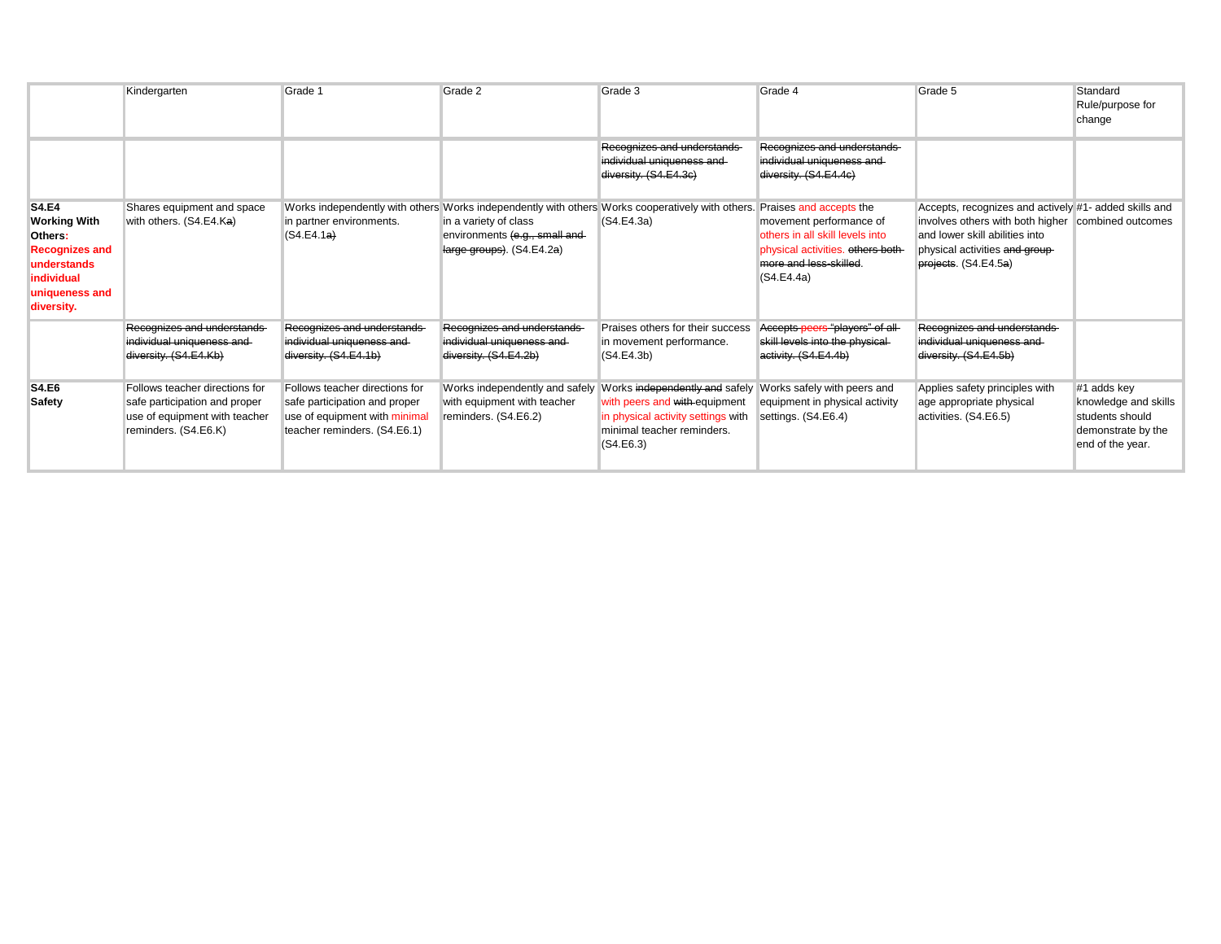| | Kindergarten | Grade 1 | Grade 2 | Grade 3 | Grade 4 | Grade 5 | Standard Rule/purpose for change |
|---|---|---|---|---|---|---|---|
| | | | | ~~Recognizes and understands individual uniqueness and diversity. (S4.E4.3c)~~ | ~~Recognizes and understands individual uniqueness and diversity. (S4.E4.4c)~~ | | |
| **S4.E4 Working With Others: Recognizes and understands individual uniqueness and diversity.** | Shares equipment and space with others. (S4.E4.K~~a~~) | Works independently with others in partner environments. (S4.E4.1~~a~~) | Works independently with others in a variety of class environments ~~(e.g., small and large groups)~~. (S4.E4.2a) | Works cooperatively with others. (S4.E4.3a) | Praises and accepts the movement performance of others in all skill levels into physical activities. ~~others both more and less-skilled~~. (S4.E4.4a) | Accepts, recognizes and actively involves others with both higher and lower skill abilities into physical activities ~~and group projects~~. (S4.E4.5~~a~~) | #1- added skills and combined outcomes |
| | ~~Recognizes and understands individual uniqueness and diversity. (S4.E4.Kb)~~ | ~~Recognizes and understands individual uniqueness and diversity. (S4.E4.1b)~~ | ~~Recognizes and understands individual uniqueness and diversity. (S4.E4.2b)~~ | Praises others for their success in movement performance. (S4.E4.3b) | ~~Accepts peers "players" of all skill levels into the physical activity. (S4.E4.4b)~~ | ~~Recognizes and understands individual uniqueness and diversity. (S4.E4.5b)~~ | |
| **S4.E6 Safety** | Follows teacher directions for safe participation and proper use of equipment with teacher reminders. (S4.E6.K) | Follows teacher directions for safe participation and proper use of equipment with minimal teacher reminders. (S4.E6.1) | Works independently and safely with equipment with teacher reminders. (S4.E6.2) | Works ~~independently and~~ safely with peers and ~~with~~ equipment in physical activity settings with minimal teacher reminders. (S4.E6.3) | Works safely with peers and equipment in physical activity settings. (S4.E6.4) | Applies safety principles with age appropriate physical activities. (S4.E6.5) | #1 adds key knowledge and skills students should demonstrate by the end of the year. |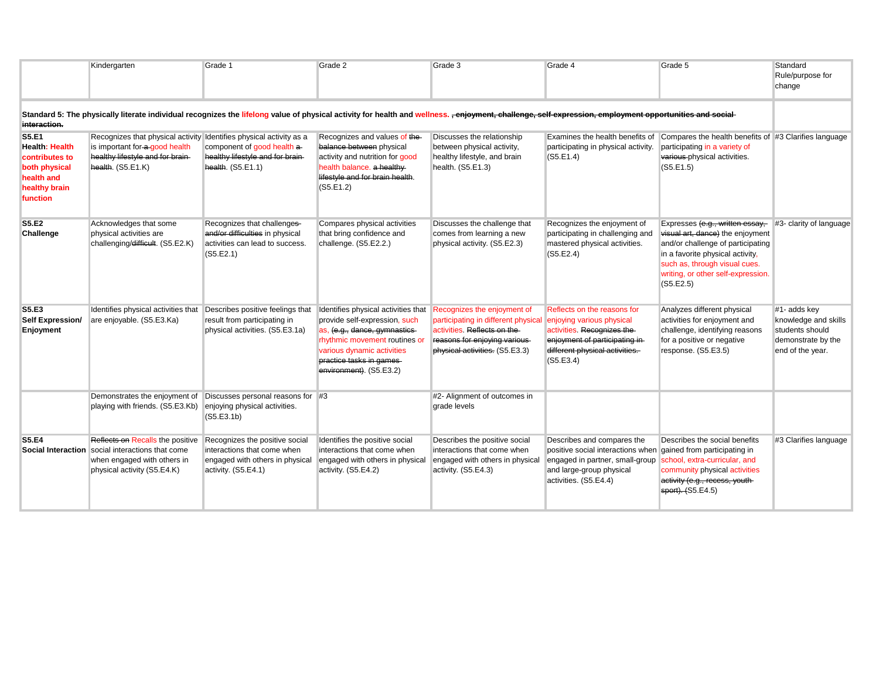| | Kindergarten | Grade 1 | Grade 2 | Grade 3 | Grade 4 | Grade 5 | Standard Rule/purpose for change |
|---|---|---|---|---|---|---|---|
| **Standard 5: The physically literate individual recognizes the lifelong value of physical activity for health and wellness. ~~, enjoyment, challenge, self-expression, employment opportunities and social interaction.~~** | | | | | | | |
| **S5.E1 Health: Health contributes to both physical health and healthy brain function** | Recognizes that physical activity is important for ~~a~~ good health ~~healthy lifestyle and for brain health~~. (S5.E1.K) | Identifies physical activity as a component of good health ~~a healthy lifestyle and for brain health~~. (S5.E1.1) | Recognizes and values of ~~the balance between~~ physical activity and nutrition for good health balance. ~~a healthy lifestyle and for brain health~~. (S5.E1.2) | Discusses the relationship between physical activity, healthy lifestyle, and brain health. (S5.E1.3) | Examines the health benefits of participating in physical activity. (S5.E1.4) | Compares the health benefits of participating in a variety of ~~various~~ physical activities. (S5.E1.5) | #3 Clarifies language |
| **S5.E2 Challenge** | Acknowledges that some physical activities are challenging/~~difficult~~. (S5.E2.K) | Recognizes that challenges ~~and/or difficulties~~ in physical activities can lead to success. (S5.E2.1) | Compares physical activities that bring confidence and challenge. (S5.E2.2.) | Discusses the challenge that comes from learning a new physical activity. (S5.E2.3) | Recognizes the enjoyment of participating in challenging and mastered physical activities. (S5.E2.4) | Expresses ~~(e.g., written essay, visual art, dance)~~ the enjoyment and/or challenge of participating in a favorite physical activity, such as, through visual cues, writing, or other self-expression. (S5.E2.5) | #3- clarity of language |
| **S5.E3 Self Expression/ Enjoyment** | Identifies physical activities that are enjoyable. (S5.E3.Ka) | Describes positive feelings that result from participating in physical activities. (S5.E3.1a) | Identifies physical activities that provide self-expression, such as, ~~(e.g., dance, gymnastics~~ rhythmic movement routines or various dynamic activities ~~practice tasks in games environment)~~. (S5.E3.2) | Recognizes the enjoyment of participating in different physical activities. ~~Reflects on the reasons for enjoying various physical activities.~~ (S5.E3.3) | Reflects on the reasons for enjoying various physical activities. ~~Recognizes the enjoyment of participating in different physical activities.~~ (S5.E3.4) | Analyzes different physical activities for enjoyment and challenge, identifying reasons for a positive or negative response. (S5.E3.5) | #1- adds key knowledge and skills students should demonstrate by the end of the year. |
| | Demonstrates the enjoyment of playing with friends. (S5.E3.Kb) | Discusses personal reasons for enjoying physical activities. (S5.E3.1b) | #3 | #2- Alignment of outcomes in grade levels | | | |
| **S5.E4 Social Interaction** | ~~Reflects on~~ Recalls the positive social interactions that come when engaged with others in physical activity (S5.E4.K) | Recognizes the positive social interactions that come when engaged with others in physical activity. (S5.E4.1) | Identifies the positive social interactions that come when engaged with others in physical activity. (S5.E4.2) | Describes the positive social interactions that come when engaged with others in physical activity. (S5.E4.3) | Describes and compares the positive social interactions when engaged in partner, small-group and large-group physical activities. (S5.E4.4) | Describes the social benefits gained from participating in school, extra-curricular, and community physical activities ~~activity (e.g., recess, youth sport).~~ (S5.E4.5) | #3 Clarifies language |